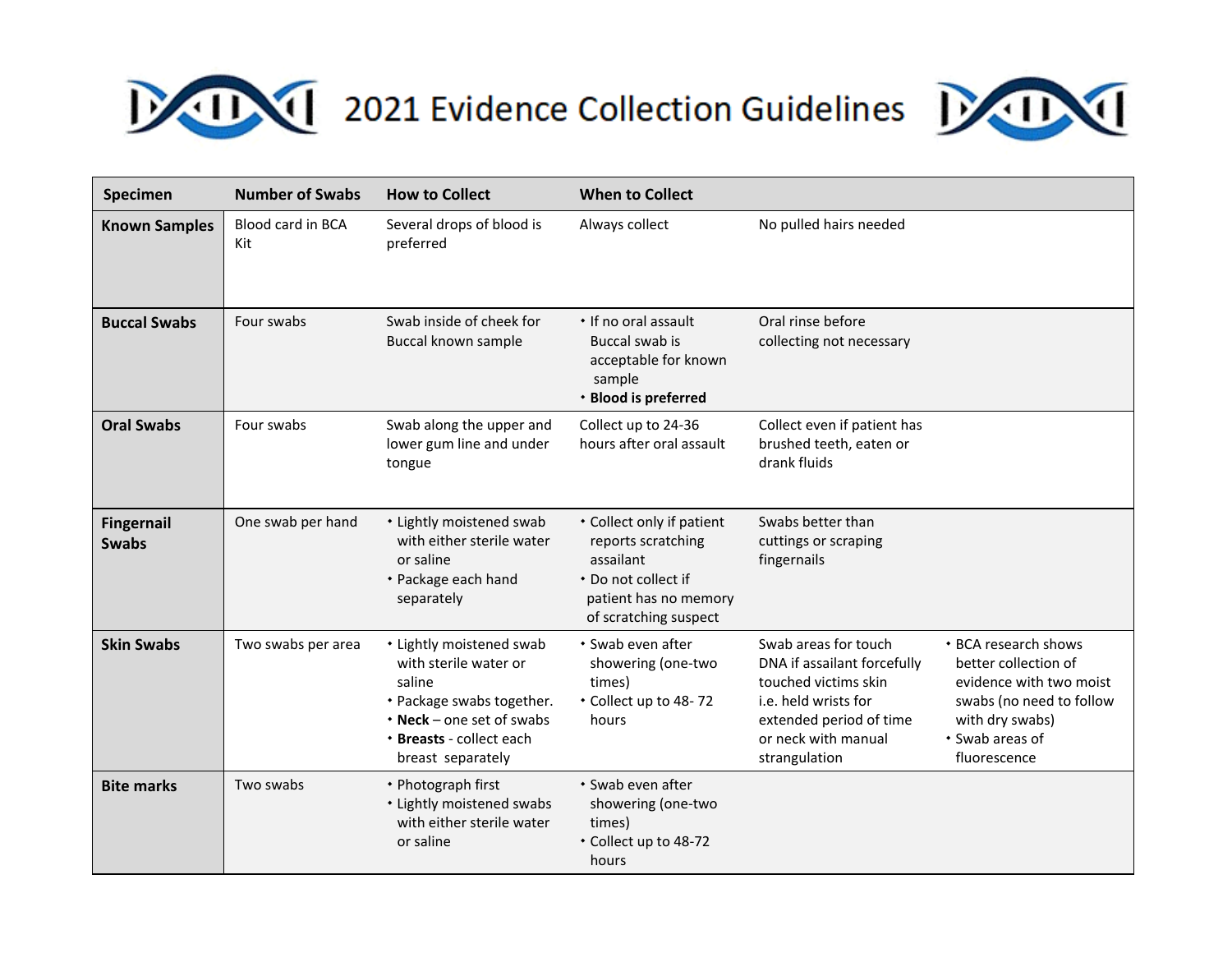# 2021 Evidence Collection Guidelines

| Specimen | Number of Swabs | How to Collect | When to Collect | | |
|---|---|---|---|---|---|
| **Known Samples** | Blood card in BCA Kit | Several drops of blood is preferred | Always collect | No pulled hairs needed | |
| **Buccal Swabs** | Four swabs | Swab inside of cheek for Buccal known sample | • If no oral assault Buccal swab is acceptable for known sample<br>• **Blood is preferred** | Oral rinse before collecting not necessary | |
| **Oral Swabs** | Four swabs | Swab along the upper and lower gum line and under tongue | Collect up to 24-36 hours after oral assault | Collect even if patient has brushed teeth, eaten or drank fluids | |
| **Fingernail Swabs** | One swab per hand | • Lightly moistened swab with either sterile water or saline<br>• Package each hand separately | • Collect only if patient reports scratching assailant<br>• Do not collect if patient has no memory of scratching suspect | Swabs better than cuttings or scraping fingernails | |
| **Skin Swabs** | Two swabs per area | • Lightly moistened swab with sterile water or saline<br>• Package swabs together.<br>• **Neck** – one set of swabs<br>• **Breasts** - collect each breast separately | • Swab even after showering (one-two times)<br>• Collect up to 48- 72 hours | Swab areas for touch DNA if assailant forcefully touched victims skin i.e. held wrists for extended period of time or neck with manual strangulation | • BCA research shows better collection of evidence with two moist swabs (no need to follow with dry swabs)<br>• Swab areas of fluorescence |
| **Bite marks** | Two swabs | • Photograph first<br>• Lightly moistened swabs with either sterile water or saline | • Swab even after showering (one-two times)<br>• Collect up to 48-72 hours | | |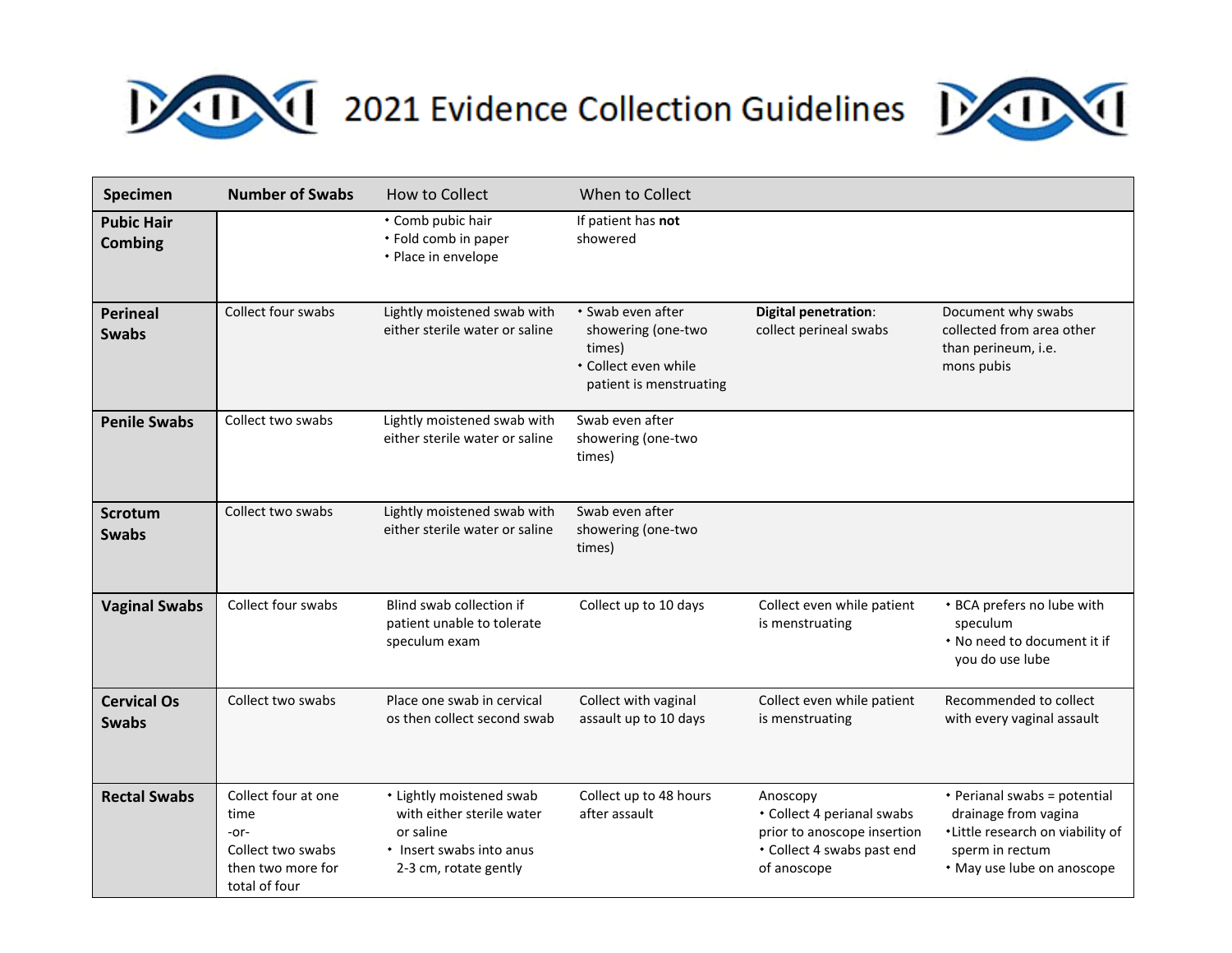# 2021 Evidence Collection Guidelines

| Specimen | Number of Swabs | How to Collect | When to Collect | | |
|---|---|---|---|---|---|
| **Pubic Hair Combing** | | • Comb pubic hair<br>• Fold comb in paper<br>• Place in envelope | If patient has **not** showered | | |
| **Perineal Swabs** | Collect four swabs | Lightly moistened swab with either sterile water or saline | • Swab even after showering (one-two times)<br>• Collect even while patient is menstruating | **Digital penetration**: collect perineal swabs | Document why swabs collected from area other than perineum, i.e. mons pubis |
| **Penile Swabs** | Collect two swabs | Lightly moistened swab with either sterile water or saline | Swab even after showering (one-two times) | | |
| **Scrotum Swabs** | Collect two swabs | Lightly moistened swab with either sterile water or saline | Swab even after showering (one-two times) | | |
| **Vaginal Swabs** | Collect four swabs | Blind swab collection if patient unable to tolerate speculum exam | Collect up to 10 days | Collect even while patient is menstruating | • BCA prefers no lube with speculum<br>• No need to document it if you do use lube |
| **Cervical Os Swabs** | Collect two swabs | Place one swab in cervical os then collect second swab | Collect with vaginal assault up to 10 days | Collect even while patient is menstruating | Recommended to collect with every vaginal assault |
| **Rectal Swabs** | Collect four at one time<br>-or-<br>Collect two swabs then two more for total of four | • Lightly moistened swab with either sterile water or saline<br>• Insert swabs into anus 2-3 cm, rotate gently | Collect up to 48 hours after assault | Anoscopy<br>• Collect 4 perianal swabs prior to anoscope insertion<br>• Collect 4 swabs past end of anoscope | • Perianal swabs = potential drainage from vagina<br>• Little research on viability of sperm in rectum<br>• May use lube on anoscope |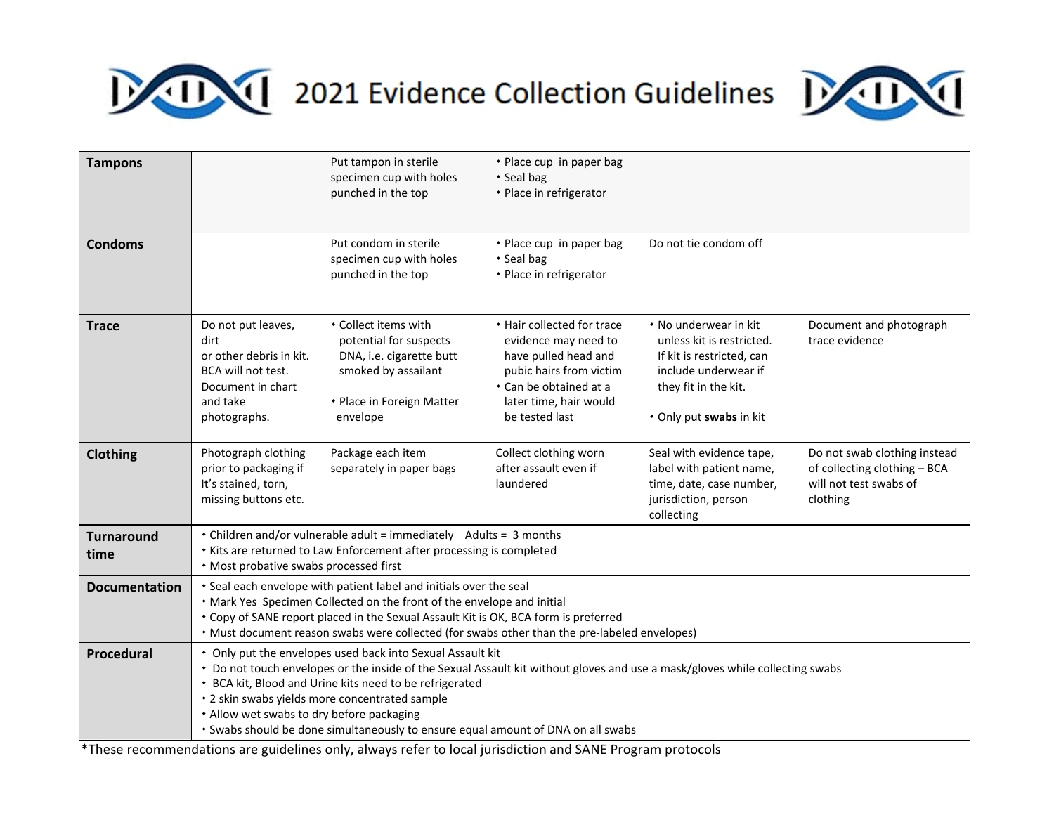# 2021 Evidence Collection Guidelines

| | | | | | |
|---|---|---|---|---|---|
| **Tampons** | | Put tampon in sterile specimen cup with holes punched in the top | • Place cup in paper bag<br>• Seal bag<br>• Place in refrigerator | | |
| **Condoms** | | Put condom in sterile specimen cup with holes punched in the top | • Place cup in paper bag<br>• Seal bag<br>• Place in refrigerator | Do not tie condom off | |
| **Trace** | Do not put leaves, dirt or other debris in kit. BCA will not test. Document in chart and take photographs. | • Collect items with potential for suspects DNA, i.e. cigarette butt smoked by assailant<br>• Place in Foreign Matter envelope | • Hair collected for trace evidence may need to have pulled head and pubic hairs from victim<br>• Can be obtained at a later time, hair would be tested last | • No underwear in kit unless kit is restricted. If kit is restricted, can include underwear if they fit in the kit.<br>• Only put **swabs** in kit | Document and photograph trace evidence |
| **Clothing** | Photograph clothing prior to packaging if It's stained, torn, missing buttons etc. | Package each item separately in paper bags | Collect clothing worn after assault even if laundered | Seal with evidence tape, label with patient name, time, date, case number, jurisdiction, person collecting | Do not swab clothing instead of collecting clothing – BCA will not test swabs of clothing |
| **Turnaround time** | • Children and/or vulnerable adult = immediately Adults = 3 months<br>• Kits are returned to Law Enforcement after processing is completed<br>• Most probative swabs processed first | | | | |
| **Documentation** | • Seal each envelope with patient label and initials over the seal<br>• Mark Yes Specimen Collected on the front of the envelope and initial<br>• Copy of SANE report placed in the Sexual Assault Kit is OK, BCA form is preferred<br>• Must document reason swabs were collected (for swabs other than the pre-labeled envelopes) | | | | |
| **Procedural** | • Only put the envelopes used back into Sexual Assault kit<br>• Do not touch envelopes or the inside of the Sexual Assault kit without gloves and use a mask/gloves while collecting swabs<br>• BCA kit, Blood and Urine kits need to be refrigerated<br>• 2 skin swabs yields more concentrated sample<br>• Allow wet swabs to dry before packaging<br>• Swabs should be done simultaneously to ensure equal amount of DNA on all swabs | | | | |

*These recommendations are guidelines only, always refer to local jurisdiction and SANE Program protocols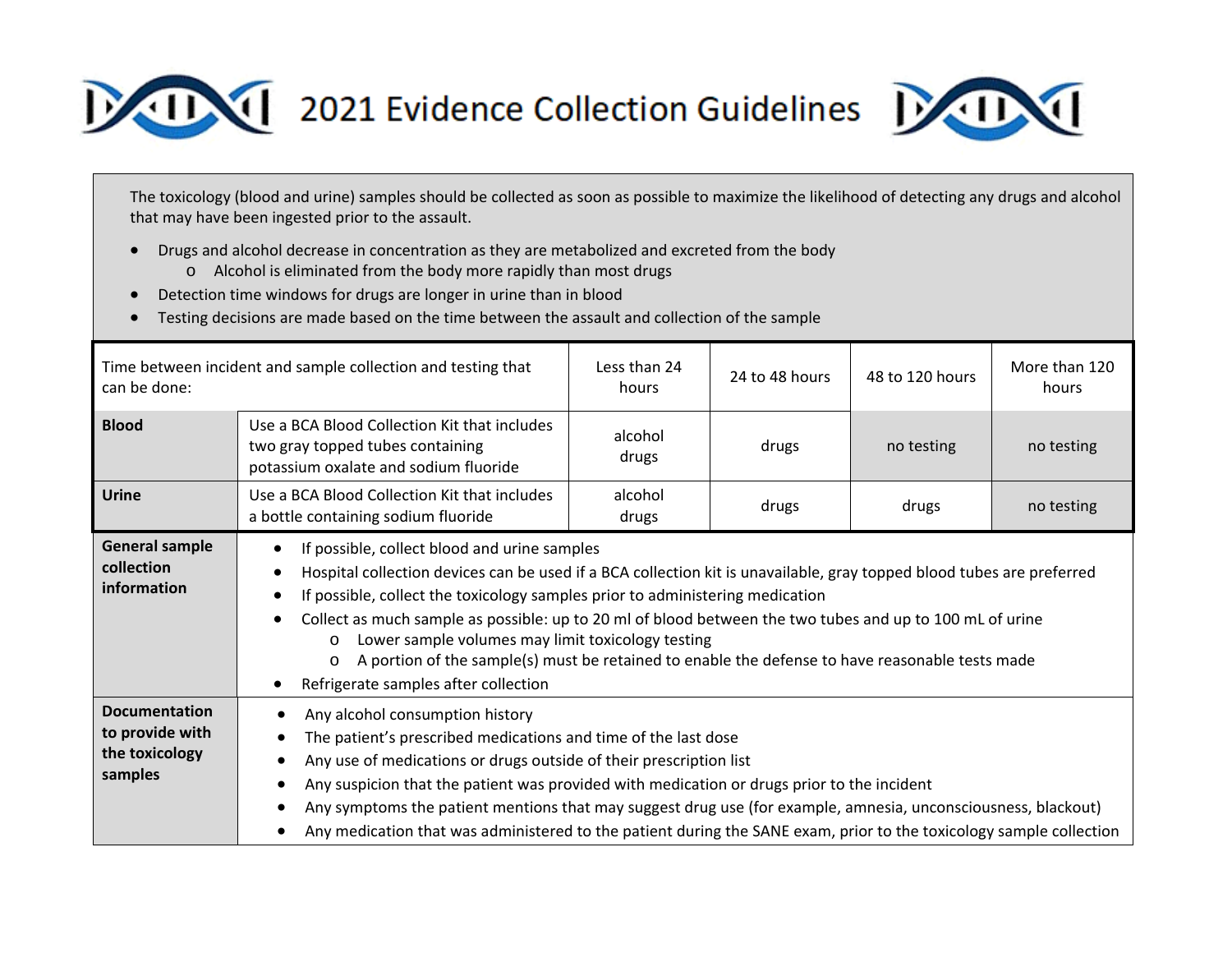# 2021 Evidence Collection Guidelines

The toxicology (blood and urine) samples should be collected as soon as possible to maximize the likelihood of detecting any drugs and alcohol that may have been ingested prior to the assault.

- Drugs and alcohol decrease in concentration as they are metabolized and excreted from the body
  - Alcohol is eliminated from the body more rapidly than most drugs
- Detection time windows for drugs are longer in urine than in blood
- Testing decisions are made based on the time between the assault and collection of the sample

| Time between incident and sample collection and testing that can be done: | | Less than 24 hours | 24 to 48 hours | 48 to 120 hours | More than 120 hours |
|---|---|---|---|---|---|
| **Blood** | Use a BCA Blood Collection Kit that includes two gray topped tubes containing potassium oxalate and sodium fluoride | alcohol drugs | drugs | no testing | no testing |
| **Urine** | Use a BCA Blood Collection Kit that includes a bottle containing sodium fluoride | alcohol drugs | drugs | drugs | no testing |

| | |
|---|---|
| **General sample collection information** | • If possible, collect blood and urine samples<br>• Hospital collection devices can be used if a BCA collection kit is unavailable, gray topped blood tubes are preferred<br>• If possible, collect the toxicology samples prior to administering medication<br>• Collect as much sample as possible: up to 20 ml of blood between the two tubes and up to 100 mL of urine<br>  o Lower sample volumes may limit toxicology testing<br>  o A portion of the sample(s) must be retained to enable the defense to have reasonable tests made<br>• Refrigerate samples after collection |
| **Documentation to provide with the toxicology samples** | • Any alcohol consumption history<br>• The patient's prescribed medications and time of the last dose<br>• Any use of medications or drugs outside of their prescription list<br>• Any suspicion that the patient was provided with medication or drugs prior to the incident<br>• Any symptoms the patient mentions that may suggest drug use (for example, amnesia, unconsciousness, blackout)<br>• Any medication that was administered to the patient during the SANE exam, prior to the toxicology sample collection |